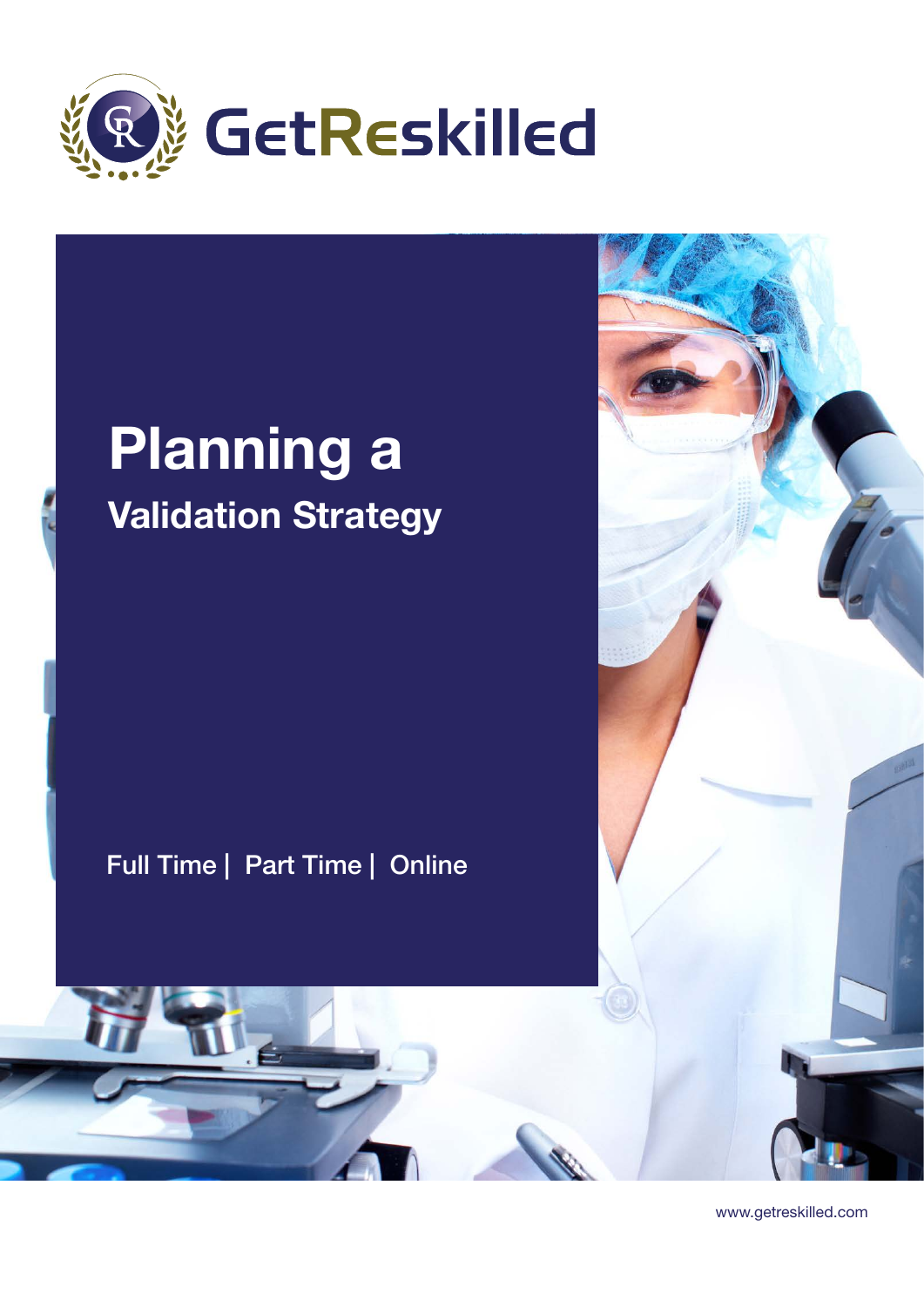GetReskilled

# Planning a Validation Strategy

Full Time | Part Time | Online

www.getreskilled.com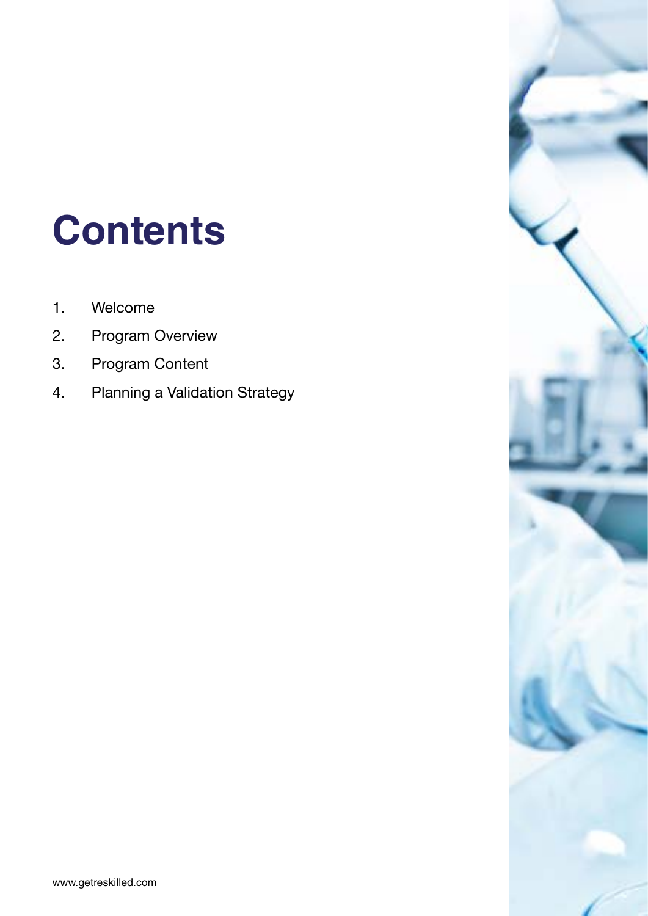# Contents

1. Welcome
2. Program Overview
3. Program Content
4. Planning a Validation Strategy

www.getreskilled.com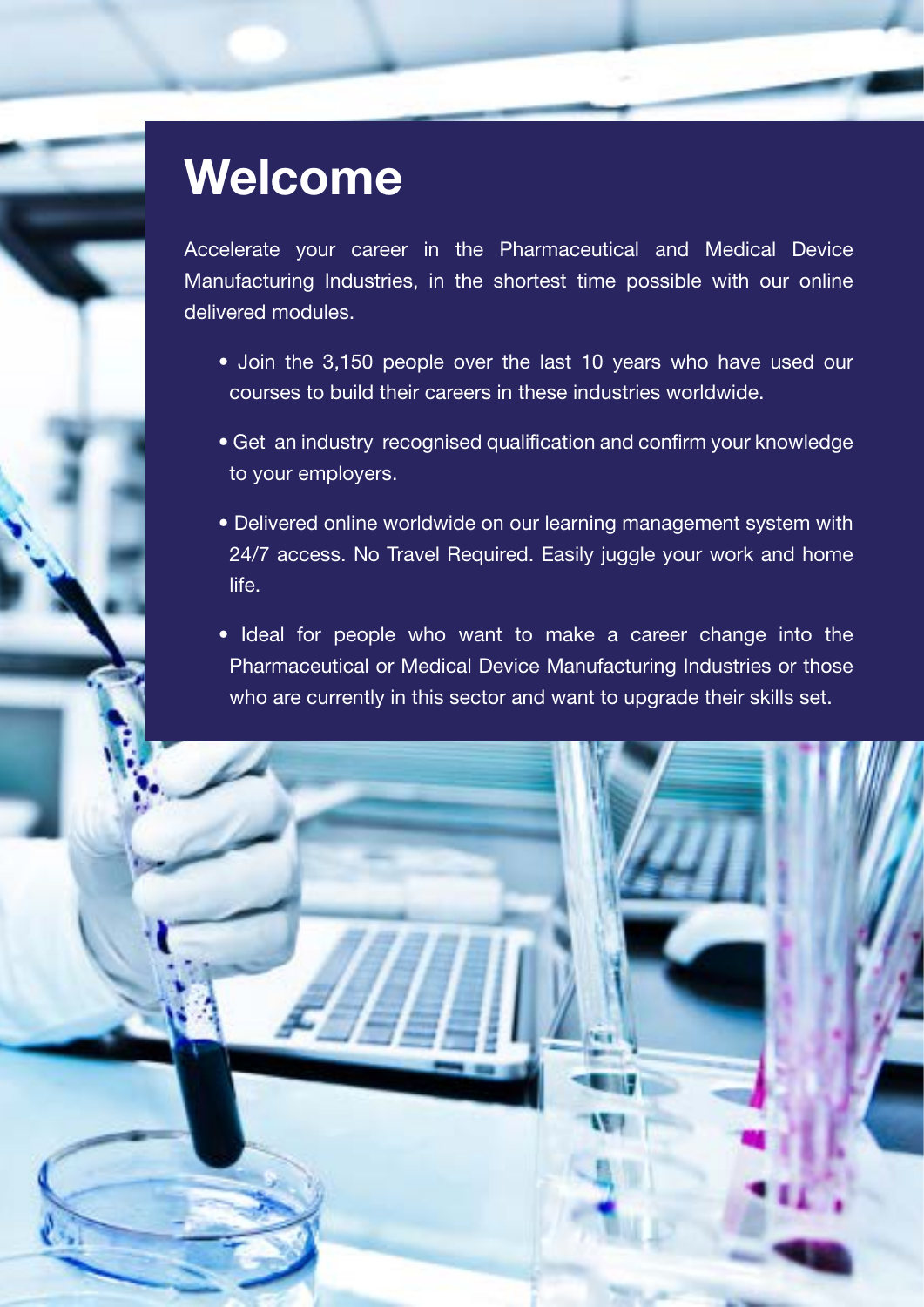# Welcome

Accelerate your career in the Pharmaceutical and Medical Device Manufacturing Industries, in the shortest time possible with our online delivered modules.

- Join the 3,150 people over the last 10 years who have used our courses to build their careers in these industries worldwide.
- Get an industry recognised qualification and confirm your knowledge to your employers.
- Delivered online worldwide on our learning management system with 24/7 access. No Travel Required. Easily juggle your work and home life.
- Ideal for people who want to make a career change into the Pharmaceutical or Medical Device Manufacturing Industries or those who are currently in this sector and want to upgrade their skills set.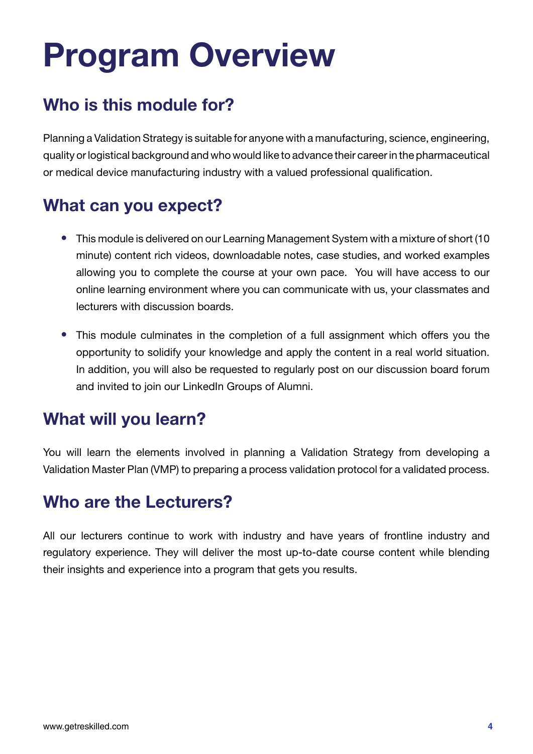# Program Overview

## Who is this module for?

Planning a Validation Strategy is suitable for anyone with a manufacturing, science, engineering, quality or logistical background and who would like to advance their career in the pharmaceutical or medical device manufacturing industry with a valued professional qualification.

## What can you expect?

- This module is delivered on our Learning Management System with a mixture of short (10 minute) content rich videos, downloadable notes, case studies, and worked examples allowing you to complete the course at your own pace. You will have access to our online learning environment where you can communicate with us, your classmates and lecturers with discussion boards.
- This module culminates in the completion of a full assignment which offers you the opportunity to solidify your knowledge and apply the content in a real world situation. In addition, you will also be requested to regularly post on our discussion board forum and invited to join our LinkedIn Groups of Alumni.

## What will you learn?

You will learn the elements involved in planning a Validation Strategy from developing a Validation Master Plan (VMP) to preparing a process validation protocol for a validated process.

## Who are the Lecturers?

All our lecturers continue to work with industry and have years of frontline industry and regulatory experience. They will deliver the most up-to-date course content while blending their insights and experience into a program that gets you results.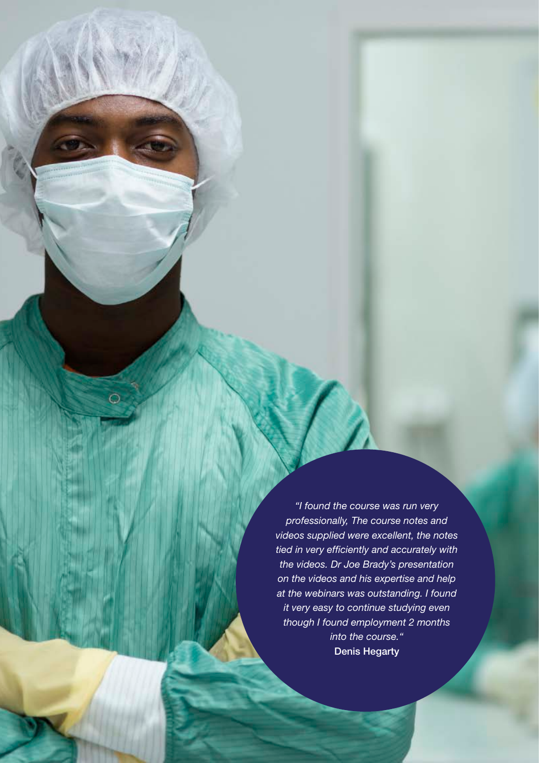*"I found the course was run very professionally, The course notes and videos supplied were excellent, the notes tied in very efficiently and accurately with the videos. Dr Joe Brady's presentation on the videos and his expertise and help at the webinars was outstanding. I found it very easy to continue studying even though I found employment 2 months into the course."*

**Denis Hegarty**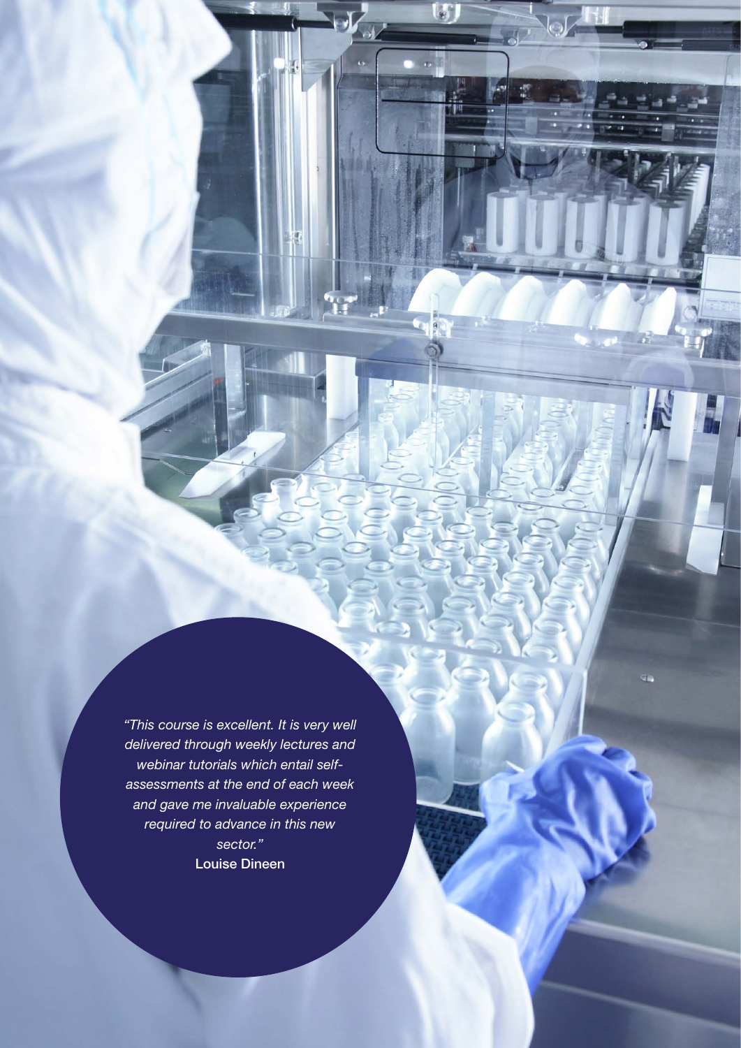*"This course is excellent. It is very well delivered through weekly lectures and webinar tutorials which entail self-assessments at the end of each week and gave me invaluable experience required to advance in this new sector."*

**Louise Dineen**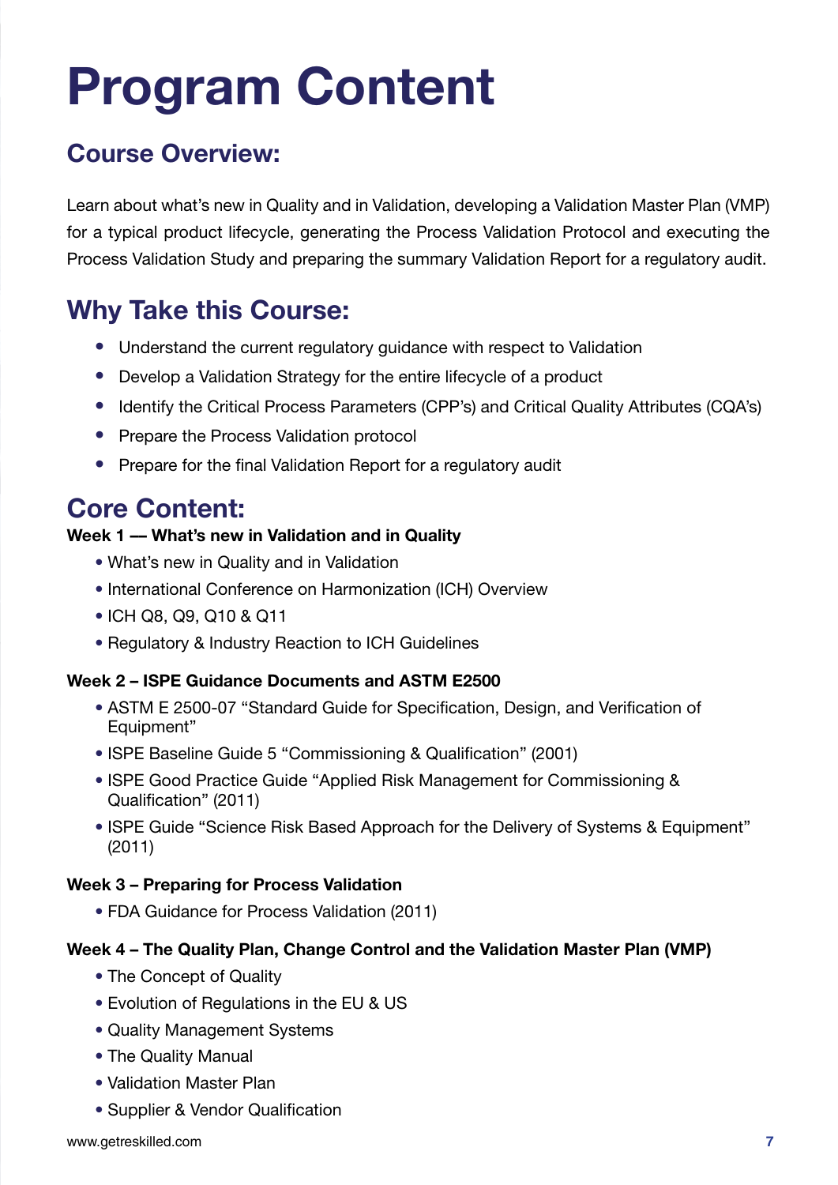# Program Content

## Course Overview:

Learn about what's new in Quality and in Validation, developing a Validation Master Plan (VMP) for a typical product lifecycle, generating the Process Validation Protocol and executing the Process Validation Study and preparing the summary Validation Report for a regulatory audit.

## Why Take this Course:

- Understand the current regulatory guidance with respect to Validation
- Develop a Validation Strategy for the entire lifecycle of a product
- Identify the Critical Process Parameters (CPP's) and Critical Quality Attributes (CQA's)
- Prepare the Process Validation protocol
- Prepare for the final Validation Report for a regulatory audit

## Core Content:

**Week 1 — What's new in Validation and in Quality**

- What's new in Quality and in Validation
- International Conference on Harmonization (ICH) Overview
- ICH Q8, Q9, Q10 & Q11
- Regulatory & Industry Reaction to ICH Guidelines

**Week 2 – ISPE Guidance Documents and ASTM E2500**

- ASTM E 2500-07 "Standard Guide for Specification, Design, and Verification of Equipment"
- ISPE Baseline Guide 5 "Commissioning & Qualification" (2001)
- ISPE Good Practice Guide "Applied Risk Management for Commissioning & Qualification" (2011)
- ISPE Guide "Science Risk Based Approach for the Delivery of Systems & Equipment" (2011)

**Week 3 – Preparing for Process Validation**

- FDA Guidance for Process Validation (2011)

**Week 4 – The Quality Plan, Change Control and the Validation Master Plan (VMP)**

- The Concept of Quality
- Evolution of Regulations in the EU & US
- Quality Management Systems
- The Quality Manual
- Validation Master Plan
- Supplier & Vendor Qualification

www.getreskilled.com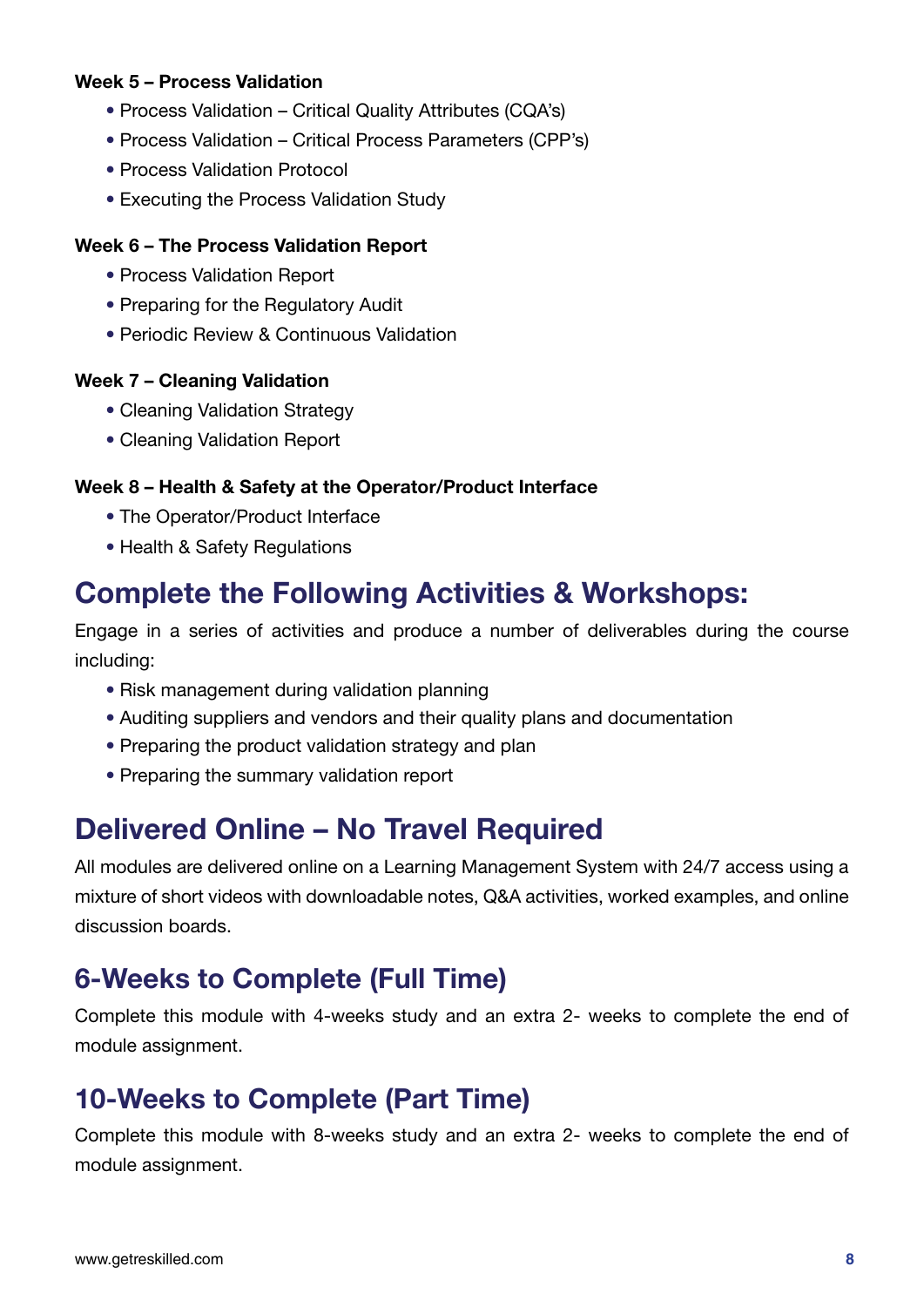**Week 5 – Process Validation**

- Process Validation – Critical Quality Attributes (CQA's)
- Process Validation – Critical Process Parameters (CPP's)
- Process Validation Protocol
- Executing the Process Validation Study

**Week 6 – The Process Validation Report**

- Process Validation Report
- Preparing for the Regulatory Audit
- Periodic Review & Continuous Validation

**Week 7 – Cleaning Validation**

- Cleaning Validation Strategy
- Cleaning Validation Report

**Week 8 – Health & Safety at the Operator/Product Interface**

- The Operator/Product Interface
- Health & Safety Regulations

## Complete the Following Activities & Workshops:

Engage in a series of activities and produce a number of deliverables during the course including:

- Risk management during validation planning
- Auditing suppliers and vendors and their quality plans and documentation
- Preparing the product validation strategy and plan
- Preparing the summary validation report

## Delivered Online – No Travel Required

All modules are delivered online on a Learning Management System with 24/7 access using a mixture of short videos with downloadable notes, Q&A activities, worked examples, and online discussion boards.

## 6-Weeks to Complete (Full Time)

Complete this module with 4-weeks study and an extra 2- weeks to complete the end of module assignment.

## 10-Weeks to Complete (Part Time)

Complete this module with 8-weeks study and an extra 2- weeks to complete the end of module assignment.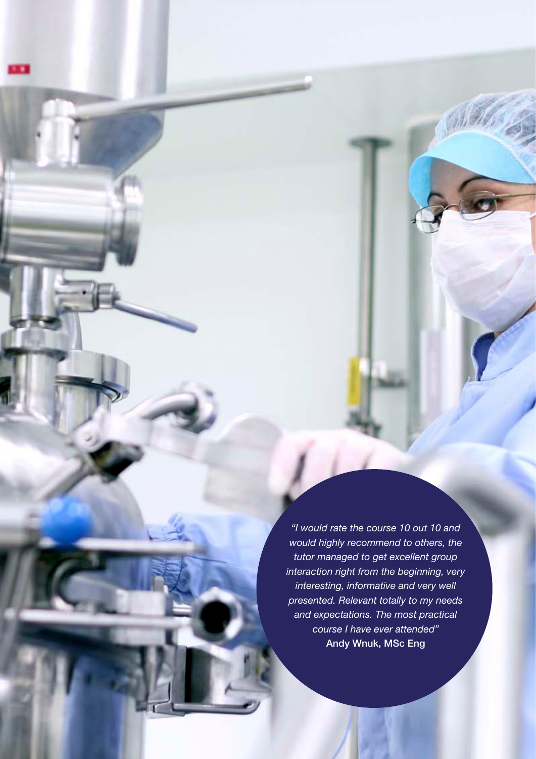*"I would rate the course 10 out 10 and would highly recommend to others, the tutor managed to get excellent group interaction right from the beginning, very interesting, informative and very well presented. Relevant totally to my needs and expectations. The most practical course I have ever attended"*

**Andy Wnuk, MSc Eng**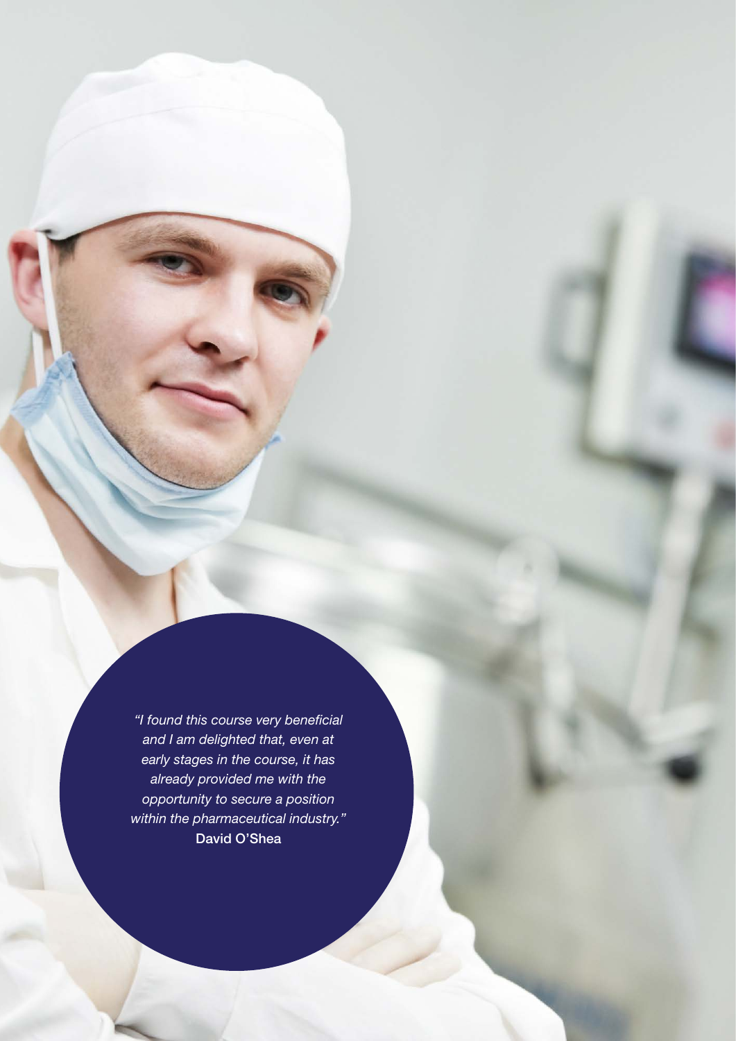*"I found this course very beneficial and I am delighted that, even at early stages in the course, it has already provided me with the opportunity to secure a position within the pharmaceutical industry."*
**David O'Shea**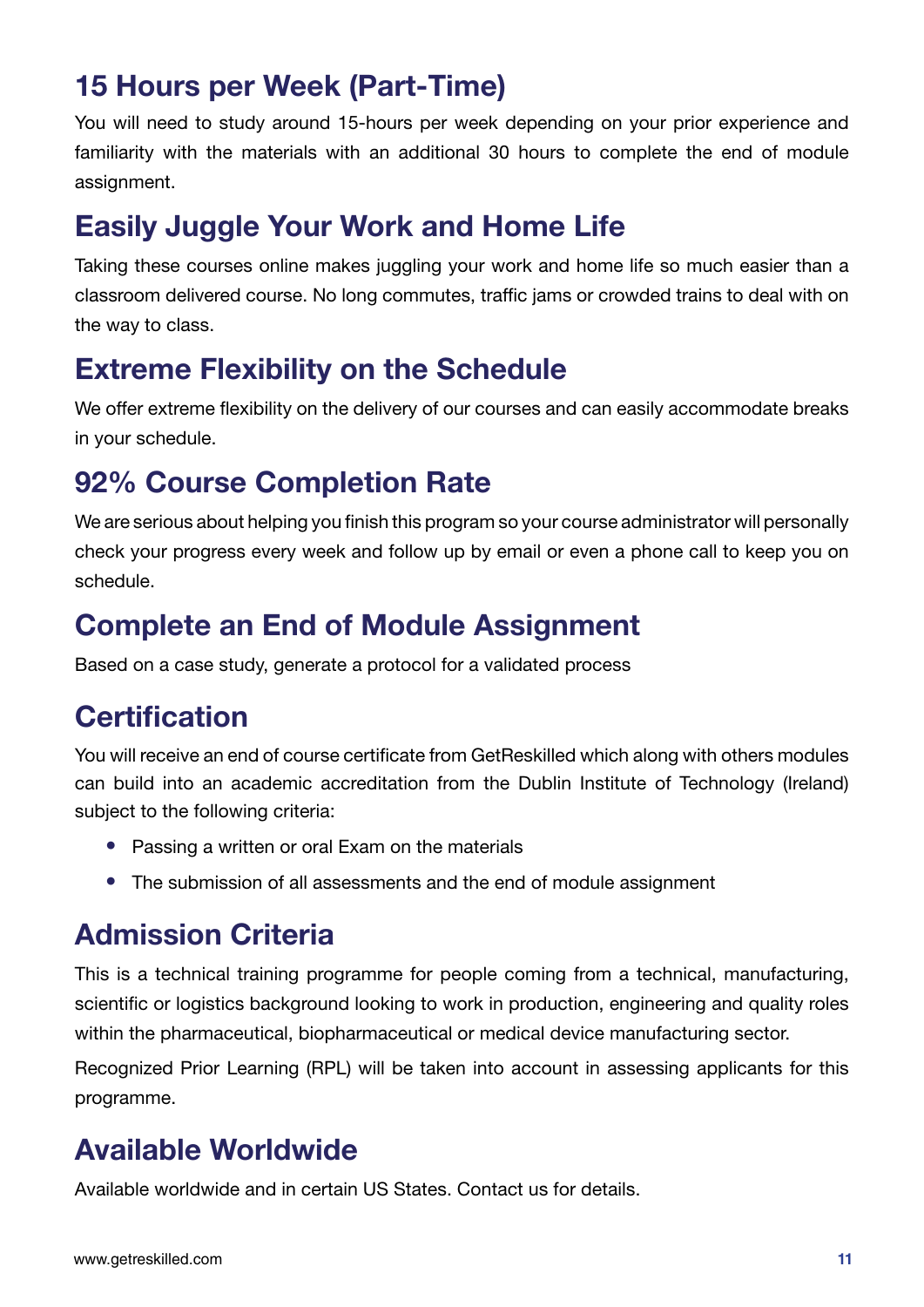## 15 Hours per Week (Part-Time)

You will need to study around 15-hours per week depending on your prior experience and familiarity with the materials with an additional 30 hours to complete the end of module assignment.

## Easily Juggle Your Work and Home Life

Taking these courses online makes juggling your work and home life so much easier than a classroom delivered course. No long commutes, traffic jams or crowded trains to deal with on the way to class.

## Extreme Flexibility on the Schedule

We offer extreme flexibility on the delivery of our courses and can easily accommodate breaks in your schedule.

## 92% Course Completion Rate

We are serious about helping you finish this program so your course administrator will personally check your progress every week and follow up by email or even a phone call to keep you on schedule.

## Complete an End of Module Assignment

Based on a case study, generate a protocol for a validated process

## Certification

You will receive an end of course certificate from GetReskilled which along with others modules can build into an academic accreditation from the Dublin Institute of Technology (Ireland) subject to the following criteria:

- Passing a written or oral Exam on the materials
- The submission of all assessments and the end of module assignment

## Admission Criteria

This is a technical training programme for people coming from a technical, manufacturing, scientific or logistics background looking to work in production, engineering and quality roles within the pharmaceutical, biopharmaceutical or medical device manufacturing sector.

Recognized Prior Learning (RPL) will be taken into account in assessing applicants for this programme.

## Available Worldwide

Available worldwide and in certain US States. Contact us for details.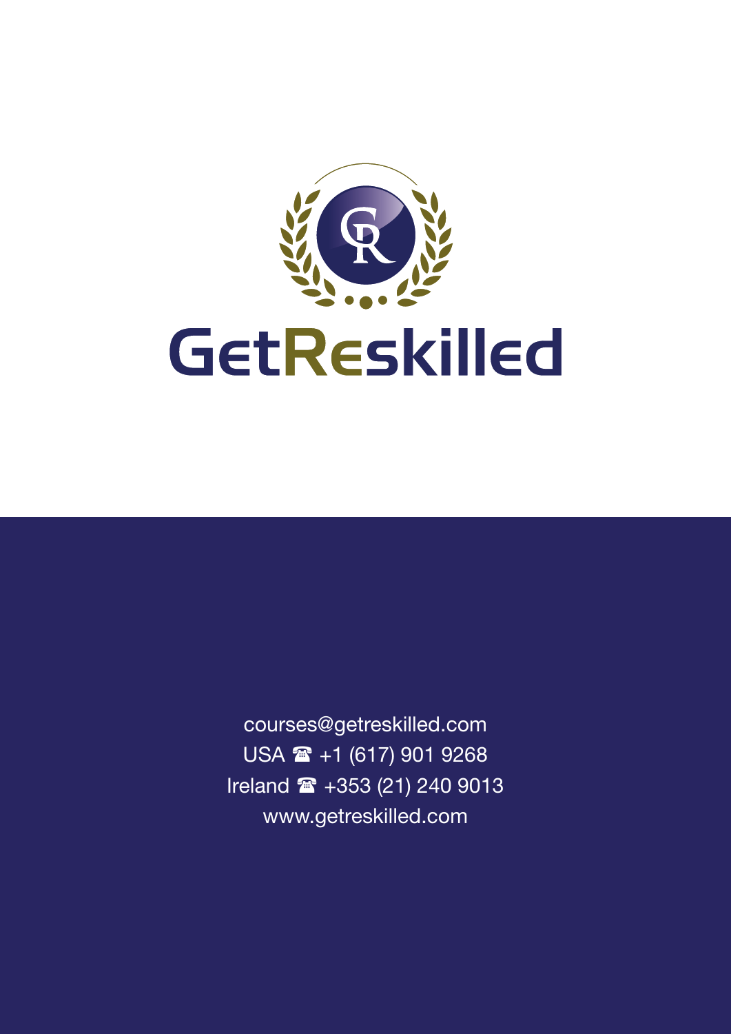GetReskilled

courses@getreskilled.com
USA ☎ +1 (617) 901 9268
Ireland ☎ +353 (21) 240 9013
www.getreskilled.com